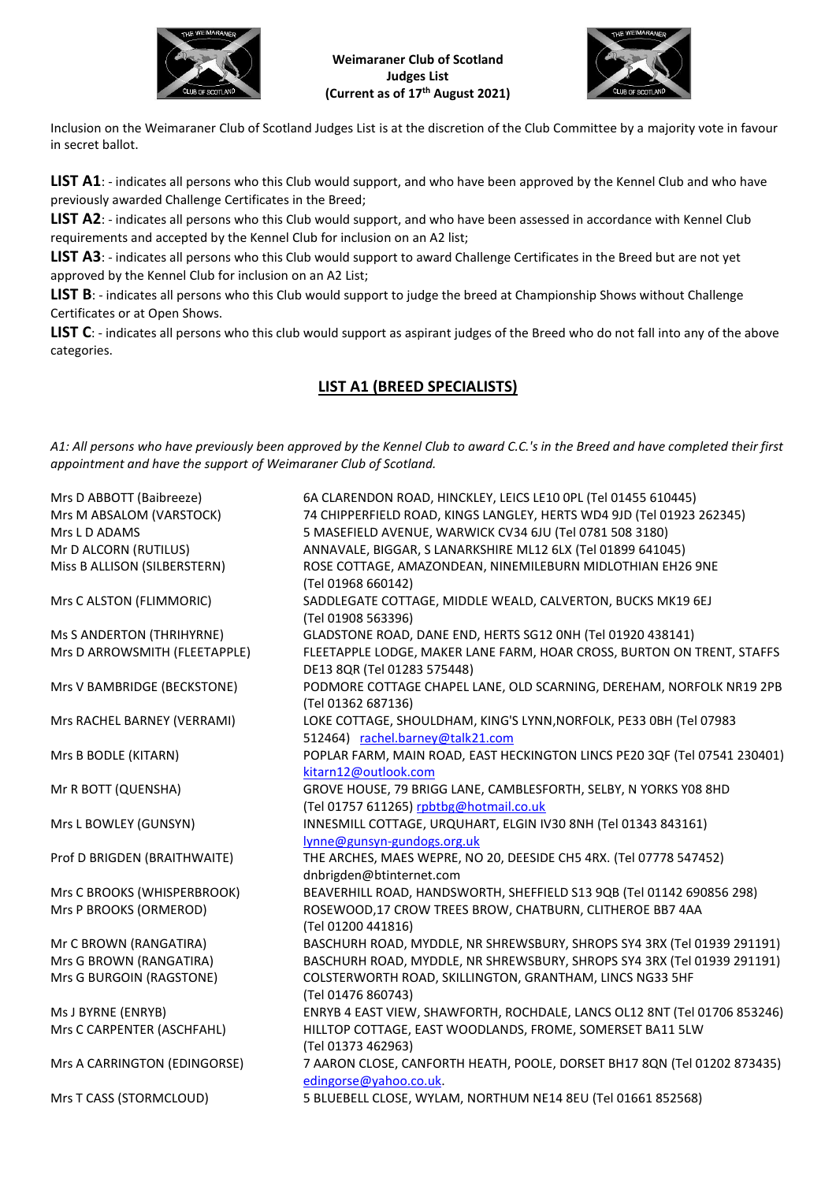**Weimaraner Club of Scotland**
**Judges List**
**(Current as of 17th August 2021)**

Inclusion on the Weimaraner Club of Scotland Judges List is at the discretion of the Club Committee by a majority vote in favour in secret ballot.

**LIST A1**: - indicates all persons who this Club would support, and who have been approved by the Kennel Club and who have previously awarded Challenge Certificates in the Breed;

**LIST A2**: - indicates all persons who this Club would support, and who have been assessed in accordance with Kennel Club requirements and accepted by the Kennel Club for inclusion on an A2 list;

**LIST A3**: - indicates all persons who this Club would support to award Challenge Certificates in the Breed but are not yet approved by the Kennel Club for inclusion on an A2 List;

**LIST B**: - indicates all persons who this Club would support to judge the breed at Championship Shows without Challenge Certificates or at Open Shows.

**LIST C**: - indicates all persons who this club would support as aspirant judges of the Breed who do not fall into any of the above categories.

## LIST A1 (BREED SPECIALISTS)

*A1: All persons who have previously been approved by the Kennel Club to award C.C.'s in the Breed and have completed their first appointment and have the support of Weimaraner Club of Scotland.*

| | |
|---|---|
| Mrs D ABBOTT (Baibreeze) | 6A CLARENDON ROAD, HINCKLEY, LEICS LE10 0PL (Tel 01455 610445) |
| Mrs M ABSALOM (VARSTOCK) | 74 CHIPPERFIELD ROAD, KINGS LANGLEY, HERTS WD4 9JD (Tel 01923 262345) |
| Mrs L D ADAMS | 5 MASEFIELD AVENUE, WARWICK CV34 6JU (Tel 0781 508 3180) |
| Mr D ALCORN (RUTILUS) | ANNAVALE, BIGGAR, S LANARKSHIRE ML12 6LX (Tel 01899 641045) |
| Miss B ALLISON (SILBERSTERN) | ROSE COTTAGE, AMAZONDEAN, NINEMILEBURN MIDLOTHIAN EH26 9NE (Tel 01968 660142) |
| Mrs C ALSTON (FLIMMORIC) | SADDLEGATE COTTAGE, MIDDLE WEALD, CALVERTON, BUCKS MK19 6EJ (Tel 01908 563396) |
| Ms S ANDERTON (THRIHYRNE) | GLADSTONE ROAD, DANE END, HERTS SG12 0NH (Tel 01920 438141) |
| Mrs D ARROWSMITH (FLEETAPPLE) | FLEETAPPLE LODGE, MAKER LANE FARM, HOAR CROSS, BURTON ON TRENT, STAFFS DE13 8QR (Tel 01283 575448) |
| Mrs V BAMBRIDGE (BECKSTONE) | PODMORE COTTAGE CHAPEL LANE, OLD SCARNING, DEREHAM, NORFOLK NR19 2PB (Tel 01362 687136) |
| Mrs RACHEL BARNEY (VERRAMI) | LOKE COTTAGE, SHOULDHAM, KING'S LYNN,NORFOLK, PE33 0BH (Tel 07983 512464) rachel.barney@talk21.com |
| Mrs B BODLE (KITARN) | POPLAR FARM, MAIN ROAD, EAST HECKINGTON LINCS PE20 3QF (Tel 07541 230401) kitarn12@outlook.com |
| Mr R BOTT (QUENSHA) | GROVE HOUSE, 79 BRIGG LANE, CAMBLESFORTH, SELBY, N YORKS Y08 8HD (Tel 01757 611265) rpbtbg@hotmail.co.uk |
| Mrs L BOWLEY (GUNSYN) | INNESMILL COTTAGE, URQUHART, ELGIN IV30 8NH (Tel 01343 843161) lynne@gunsyn-gundogs.org.uk |
| Prof D BRIGDEN (BRAITHWAITE) | THE ARCHES, MAES WEPRE, NO 20, DEESIDE CH5 4RX. (Tel 07778 547452) dnbrigden@btinternet.com |
| Mrs C BROOKS (WHISPERBROOK) | BEAVERHILL ROAD, HANDSWORTH, SHEFFIELD S13 9QB (Tel 01142 690856 298) |
| Mrs P BROOKS (ORMEROD) | ROSEWOOD,17 CROW TREES BROW, CHATBURN, CLITHEROE BB7 4AA (Tel 01200 441816) |
| Mr C BROWN (RANGATIRA) | BASCHURH ROAD, MYDDLE, NR SHREWSBURY, SHROPS SY4 3RX (Tel 01939 291191) |
| Mrs G BROWN (RANGATIRA) | BASCHURH ROAD, MYDDLE, NR SHREWSBURY, SHROPS SY4 3RX (Tel 01939 291191) |
| Mrs G BURGOIN (RAGSTONE) | COLSTERWORTH ROAD, SKILLINGTON, GRANTHAM, LINCS NG33 5HF (Tel 01476 860743) |
| Ms J BYRNE (ENRYB) | ENRYB 4 EAST VIEW, SHAWFORTH, ROCHDALE, LANCS OL12 8NT (Tel 01706 853246) |
| Mrs C CARPENTER (ASCHFAHL) | HILLTOP COTTAGE, EAST WOODLANDS, FROME, SOMERSET BA11 5LW (Tel 01373 462963) |
| Mrs A CARRINGTON (EDINGORSE) | 7 AARON CLOSE, CANFORTH HEATH, POOLE, DORSET BH17 8QN (Tel 01202 873435) edingorse@yahoo.co.uk. |
| Mrs T CASS (STORMCLOUD) | 5 BLUEBELL CLOSE, WYLAM, NORTHUM NE14 8EU (Tel 01661 852568) |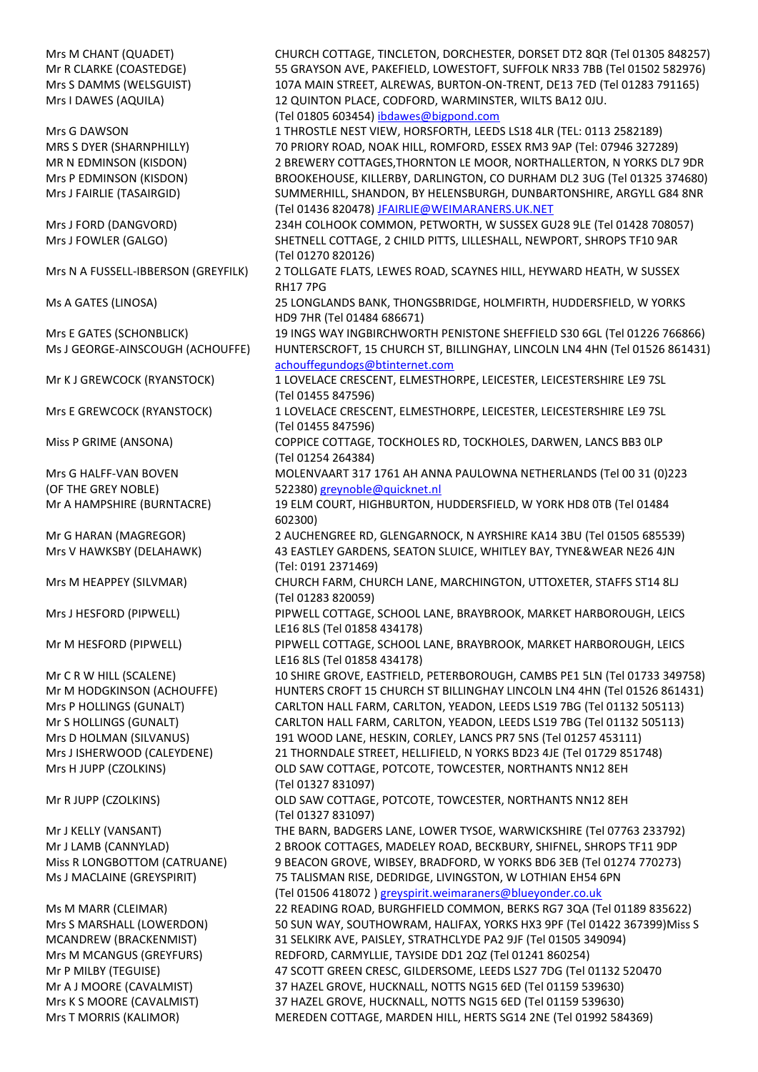| | |
|---|---|
| Mrs M CHANT (QUADET) | CHURCH COTTAGE, TINCLETON, DORCHESTER, DORSET DT2 8QR (Tel 01305 848257) |
| Mr R CLARKE (COASTEDGE) | 55 GRAYSON AVE, PAKEFIELD, LOWESTOFT, SUFFOLK NR33 7BB (Tel 01502 582976) |
| Mrs S DAMMS (WELSGUIST) | 107A MAIN STREET, ALREWAS, BURTON-ON-TRENT, DE13 7ED (Tel 01283 791165) |
| Mrs I DAWES (AQUILA) | 12 QUINTON PLACE, CODFORD, WARMINSTER, WILTS BA12 0JU. (Tel 01805 603454) ibdawes@bigpond.com |
| Mrs G DAWSON | 1 THROSTLE NEST VIEW, HORSFORTH, LEEDS LS18 4LR (TEL: 0113 2582189) |
| MRS S DYER (SHARNPHILLY) | 70 PRIORY ROAD, NOAK HILL, ROMFORD, ESSEX RM3 9AP (Tel: 07946 327289) |
| MR N EDMINSON (KISDON) | 2 BREWERY COTTAGES,THORNTON LE MOOR, NORTHALLERTON, N YORKS DL7 9DR |
| Mrs P EDMINSON (KISDON) | BROOKEHOUSE, KILLERBY, DARLINGTON, CO DURHAM DL2 3UG (Tel 01325 374680) |
| Mrs J FAIRLIE (TASAIRGID) | SUMMERHILL, SHANDON, BY HELENSBURGH, DUNBARTONSHIRE, ARGYLL G84 8NR (Tel 01436 820478) JFAIRLIE@WEIMARANERS.UK.NET |
| Mrs J FORD (DANGVORD) | 234H COLHOOK COMMON, PETWORTH, W SUSSEX GU28 9LE (Tel 01428 708057) |
| Mrs J FOWLER (GALGO) | SHETNELL COTTAGE, 2 CHILD PITTS, LILLESHALL, NEWPORT, SHROPS TF10 9AR (Tel 01270 820126) |
| Mrs N A FUSSELL-IBBERSON (GREYFILK) | 2 TOLLGATE FLATS, LEWES ROAD, SCAYNES HILL, HEYWARD HEATH, W SUSSEX RH17 7PG |
| Ms A GATES (LINOSA) | 25 LONGLANDS BANK, THONGSBRIDGE, HOLMFIRTH, HUDDERSFIELD, W YORKS HD9 7HR (Tel 01484 686671) |
| Mrs E GATES (SCHONBLICK) | 19 INGS WAY INGBIRCHWORTH PENISTONE SHEFFIELD S30 6GL (Tel 01226 766866) |
| Ms J GEORGE-AINSCOUGH (ACHOUFFE) | HUNTERSCROFT, 15 CHURCH ST, BILLINGHAY, LINCOLN LN4 4HN (Tel 01526 861431) achouffegundogs@btinternet.com |
| Mr K J GREWCOCK (RYANSTOCK) | 1 LOVELACE CRESCENT, ELMESTHORPE, LEICESTER, LEICESTERSHIRE LE9 7SL (Tel 01455 847596) |
| Mrs E GREWCOCK (RYANSTOCK) | 1 LOVELACE CRESCENT, ELMESTHORPE, LEICESTER, LEICESTERSHIRE LE9 7SL (Tel 01455 847596) |
| Miss P GRIME (ANSONA) | COPPICE COTTAGE, TOCKHOLES RD, TOCKHOLES, DARWEN, LANCS BB3 0LP (Tel 01254 264384) |
| Mrs G HALFF-VAN BOVEN (OF THE GREY NOBLE) | MOLENVAART 317 1761 AH ANNA PAULOWNA NETHERLANDS (Tel 00 31 (0)223 522380) greynoble@quicknet.nl |
| Mr A HAMPSHIRE (BURNTACRE) | 19 ELM COURT, HIGHBURTON, HUDDERSFIELD, W YORK HD8 0TB (Tel 01484 602300) |
| Mr G HARAN (MAGREGOR) | 2 AUCHENGREE RD, GLENGARNOCK, N AYRSHIRE KA14 3BU (Tel 01505 685539) |
| Mrs V HAWKSBY (DELAHAWK) | 43 EASTLEY GARDENS, SEATON SLUICE, WHITLEY BAY, TYNE&WEAR NE26 4JN (Tel: 0191 2371469) |
| Mrs M HEAPPEY (SILVMAR) | CHURCH FARM, CHURCH LANE, MARCHINGTON, UTTOXETER, STAFFS ST14 8LJ (Tel 01283 820059) |
| Mrs J HESFORD (PIPWELL) | PIPWELL COTTAGE, SCHOOL LANE, BRAYBROOK, MARKET HARBOROUGH, LEICS LE16 8LS (Tel 01858 434178) |
| Mr M HESFORD (PIPWELL) | PIPWELL COTTAGE, SCHOOL LANE, BRAYBROOK, MARKET HARBOROUGH, LEICS LE16 8LS (Tel 01858 434178) |
| Mr C R W HILL (SCALENE) | 10 SHIRE GROVE, EASTFIELD, PETERBOROUGH, CAMBS PE1 5LN (Tel 01733 349758) |
| Mr M HODGKINSON (ACHOUFFE) | HUNTERS CROFT 15 CHURCH ST BILLINGHAY LINCOLN LN4 4HN (Tel 01526 861431) |
| Mrs P HOLLINGS (GUNALT) | CARLTON HALL FARM, CARLTON, YEADON, LEEDS LS19 7BG (Tel 01132 505113) |
| Mr S HOLLINGS (GUNALT) | CARLTON HALL FARM, CARLTON, YEADON, LEEDS LS19 7BG (Tel 01132 505113) |
| Mrs D HOLMAN (SILVANUS) | 191 WOOD LANE, HESKIN, CORLEY, LANCS PR7 5NS (Tel 01257 453111) |
| Mrs J ISHERWOOD (CALEYDENE) | 21 THORNDALE STREET, HELLIFIELD, N YORKS BD23 4JE (Tel 01729 851748) |
| Mrs H JUPP (CZOLKINS) | OLD SAW COTTAGE, POTCOTE, TOWCESTER, NORTHANTS NN12 8EH (Tel 01327 831097) |
| Mr R JUPP (CZOLKINS) | OLD SAW COTTAGE, POTCOTE, TOWCESTER, NORTHANTS NN12 8EH (Tel 01327 831097) |
| Mr J KELLY (VANSANT) | THE BARN, BADGERS LANE, LOWER TYSOE, WARWICKSHIRE (Tel 07763 233792) |
| Mr J LAMB (CANNYLAD) | 2 BROOK COTTAGES, MADELEY ROAD, BECKBURY, SHIFNEL, SHROPS TF11 9DP |
| Miss R LONGBOTTOM (CATRUANE) | 9 BEACON GROVE, WIBSEY, BRADFORD, W YORKS BD6 3EB (Tel 01274 770273) |
| Ms J MACLAINE (GREYSPIRIT) | 75 TALISMAN RISE, DEDRIDGE, LIVINGSTON, W LOTHIAN EH54 6PN (Tel 01506 418072 ) greyspirit.weimaraners@blueyonder.co.uk |
| Ms M MARR (CLEIMAR) | 22 READING ROAD, BURGHFIELD COMMON, BERKS RG7 3QA (Tel 01189 835622) |
| Mrs S MARSHALL (LOWERDON) | 50 SUN WAY, SOUTHOWRAM, HALIFAX, YORKS HX3 9PF (Tel 01422 367399)Miss S |
| MCANDREW (BRACKENMIST) | 31 SELKIRK AVE, PAISLEY, STRATHCLYDE PA2 9JF (Tel 01505 349094) |
| Mrs M MCANGUS (GREYFURS) | REDFORD, CARMYLLIE, TAYSIDE DD1 2QZ (Tel 01241 860254) |
| Mr P MILBY (TEGUISE) | 47 SCOTT GREEN CRESC, GILDERSOME, LEEDS LS27 7DG (Tel 01132 520470 |
| Mr A J MOORE (CAVALMIST) | 37 HAZEL GROVE, HUCKNALL, NOTTS NG15 6ED (Tel 01159 539630) |
| Mrs K S MOORE (CAVALMIST) | 37 HAZEL GROVE, HUCKNALL, NOTTS NG15 6ED (Tel 01159 539630) |
| Mrs T MORRIS (KALIMOR) | MEREDEN COTTAGE, MARDEN HILL, HERTS SG14 2NE (Tel 01992 584369) |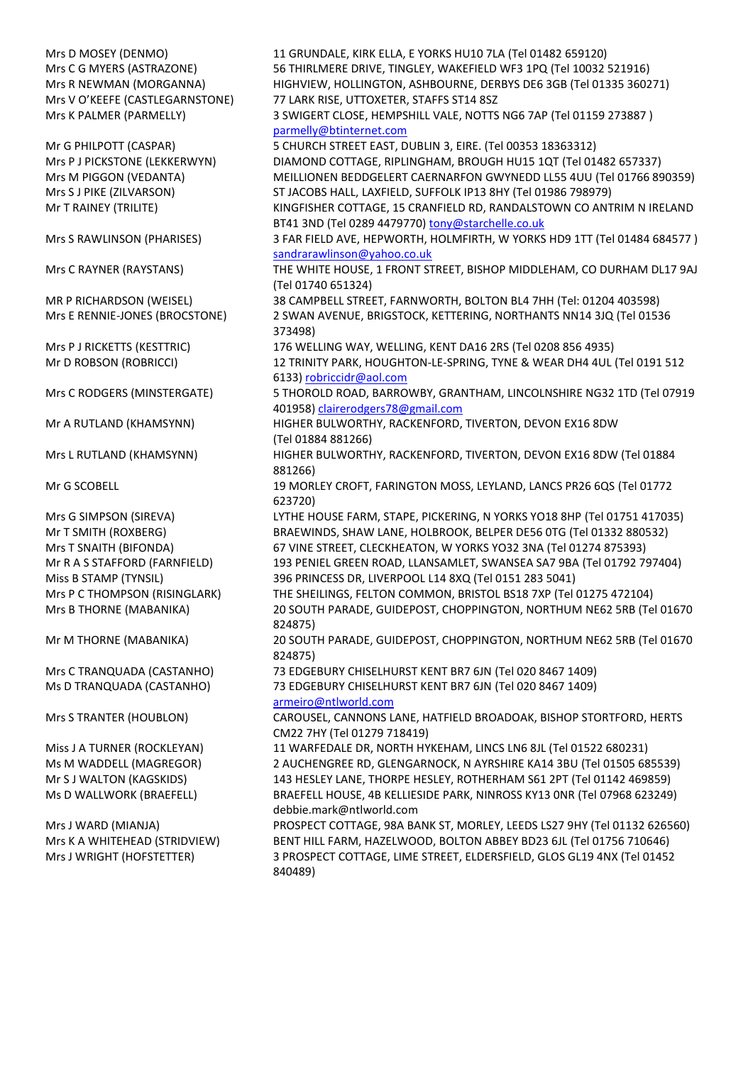| | |
|---|---|
| Mrs D MOSEY (DENMO) | 11 GRUNDALE, KIRK ELLA, E YORKS HU10 7LA (Tel 01482 659120) |
| Mrs C G MYERS (ASTRAZONE) | 56 THIRLMERE DRIVE, TINGLEY, WAKEFIELD WF3 1PQ (Tel 10032 521916) |
| Mrs R NEWMAN (MORGANNA) | HIGHVIEW, HOLLINGTON, ASHBOURNE, DERBYS DE6 3GB (Tel 01335 360271) |
| Mrs V O'KEEFE (CASTLEGARNSTONE) | 77 LARK RISE, UTTOXETER, STAFFS ST14 8SZ |
| Mrs K PALMER (PARMELLY) | 3 SWIGERT CLOSE, HEMPSHILL VALE, NOTTS NG6 7AP (Tel 01159 273887 ) parmelly@btinternet.com |
| Mr G PHILPOTT (CASPAR) | 5 CHURCH STREET EAST, DUBLIN 3, EIRE. (Tel 00353 18363312) |
| Mrs P J PICKSTONE (LEKKERWYN) | DIAMOND COTTAGE, RIPLINGHAM, BROUGH HU15 1QT (Tel 01482 657337) |
| Mrs M PIGGON (VEDANTA) | MEILLIONEN BEDDGELERT CAERNARFON GWYNEDD LL55 4UU (Tel 01766 890359) |
| Mrs S J PIKE (ZILVARSON) | ST JACOBS HALL, LAXFIELD, SUFFOLK IP13 8HY (Tel 01986 798979) |
| Mr T RAINEY (TRILITE) | KINGFISHER COTTAGE, 15 CRANFIELD RD, RANDALSTOWN CO ANTRIM N IRELAND BT41 3ND (Tel 0289 4479770) tony@starchelle.co.uk |
| Mrs S RAWLINSON (PHARISES) | 3 FAR FIELD AVE, HEPWORTH, HOLMFIRTH, W YORKS HD9 1TT (Tel 01484 684577 ) sandrarawlinson@yahoo.co.uk |
| Mrs C RAYNER (RAYSTANS) | THE WHITE HOUSE, 1 FRONT STREET, BISHOP MIDDLEHAM, CO DURHAM DL17 9AJ (Tel 01740 651324) |
| MR P RICHARDSON (WEISEL) | 38 CAMPBELL STREET, FARNWORTH, BOLTON BL4 7HH (Tel: 01204 403598) |
| Mrs E RENNIE-JONES (BROCSTONE) | 2 SWAN AVENUE, BRIGSTOCK, KETTERING, NORTHANTS NN14 3JQ (Tel 01536 373498) |
| Mrs P J RICKETTS (KESTTRIC) | 176 WELLING WAY, WELLING, KENT DA16 2RS (Tel 0208 856 4935) |
| Mr D ROBSON (ROBRICCI) | 12 TRINITY PARK, HOUGHTON-LE-SPRING, TYNE & WEAR DH4 4UL (Tel 0191 512 6133) robriccidr@aol.com |
| Mrs C RODGERS (MINSTERGATE) | 5 THOROLD ROAD, BARROWBY, GRANTHAM, LINCOLNSHIRE NG32 1TD (Tel 07919 401958) clairerodgers78@gmail.com |
| Mr A RUTLAND (KHAMSYNN) | HIGHER BULWORTHY, RACKENFORD, TIVERTON, DEVON EX16 8DW (Tel 01884 881266) |
| Mrs L RUTLAND (KHAMSYNN) | HIGHER BULWORTHY, RACKENFORD, TIVERTON, DEVON EX16 8DW (Tel 01884 881266) |
| Mr G SCOBELL | 19 MORLEY CROFT, FARINGTON MOSS, LEYLAND, LANCS PR26 6QS (Tel 01772 623720) |
| Mrs G SIMPSON (SIREVA) | LYTHE HOUSE FARM, STAPE, PICKERING, N YORKS YO18 8HP (Tel 01751 417035) |
| Mr T SMITH (ROXBERG) | BRAEWINDS, SHAW LANE, HOLBROOK, BELPER DE56 0TG (Tel 01332 880532) |
| Mrs T SNAITH (BIFONDA) | 67 VINE STREET, CLECKHEATON, W YORKS YO32 3NA (Tel 01274 875393) |
| Mr R A S STAFFORD (FARNFIELD) | 193 PENIEL GREEN ROAD, LLANSAMLET, SWANSEA SA7 9BA (Tel 01792 797404) |
| Miss B STAMP (TYNSIL) | 396 PRINCESS DR, LIVERPOOL L14 8XQ (Tel 0151 283 5041) |
| Mrs P C THOMPSON (RISINGLARK) | THE SHEILINGS, FELTON COMMON, BRISTOL BS18 7XP (Tel 01275 472104) |
| Mrs B THORNE (MABANIKA) | 20 SOUTH PARADE, GUIDEPOST, CHOPPINGTON, NORTHUM NE62 5RB (Tel 01670 824875) |
| Mr M THORNE (MABANIKA) | 20 SOUTH PARADE, GUIDEPOST, CHOPPINGTON, NORTHUM NE62 5RB (Tel 01670 824875) |
| Mrs C TRANQUADA (CASTANHO) | 73 EDGEBURY CHISELHURST KENT BR7 6JN (Tel 020 8467 1409) |
| Ms D TRANQUADA (CASTANHO) | 73 EDGEBURY CHISELHURST KENT BR7 6JN (Tel 020 8467 1409) armeiro@ntlworld.com |
| Mrs S TRANTER (HOUBLON) | CAROUSEL, CANNONS LANE, HATFIELD BROADOAK, BISHOP STORTFORD, HERTS CM22 7HY (Tel 01279 718419) |
| Miss J A TURNER (ROCKLEYAN) | 11 WARFEDALE DR, NORTH HYKEHAM, LINCS LN6 8JL (Tel 01522 680231) |
| Ms M WADDELL (MAGREGOR) | 2 AUCHENGREE RD, GLENGARNOCK, N AYRSHIRE KA14 3BU (Tel 01505 685539) |
| Mr S J WALTON (KAGSKIDS) | 143 HESLEY LANE, THORPE HESLEY, ROTHERHAM S61 2PT (Tel 01142 469859) |
| Ms D WALLWORK (BRAEFELL) | BRAEFELL HOUSE, 4B KELLIESIDE PARK, NINROSS KY13 0NR (Tel 07968 623249) debbie.mark@ntlworld.com |
| Mrs J WARD (MIANJA) | PROSPECT COTTAGE, 98A BANK ST, MORLEY, LEEDS LS27 9HY (Tel 01132 626560) |
| Mrs K A WHITEHEAD (STRIDVIEW) | BENT HILL FARM, HAZELWOOD, BOLTON ABBEY BD23 6JL (Tel 01756 710646) |
| Mrs J WRIGHT (HOFSTETTER) | 3 PROSPECT COTTAGE, LIME STREET, ELDERSFIELD, GLOS GL19 4NX (Tel 01452 840489) |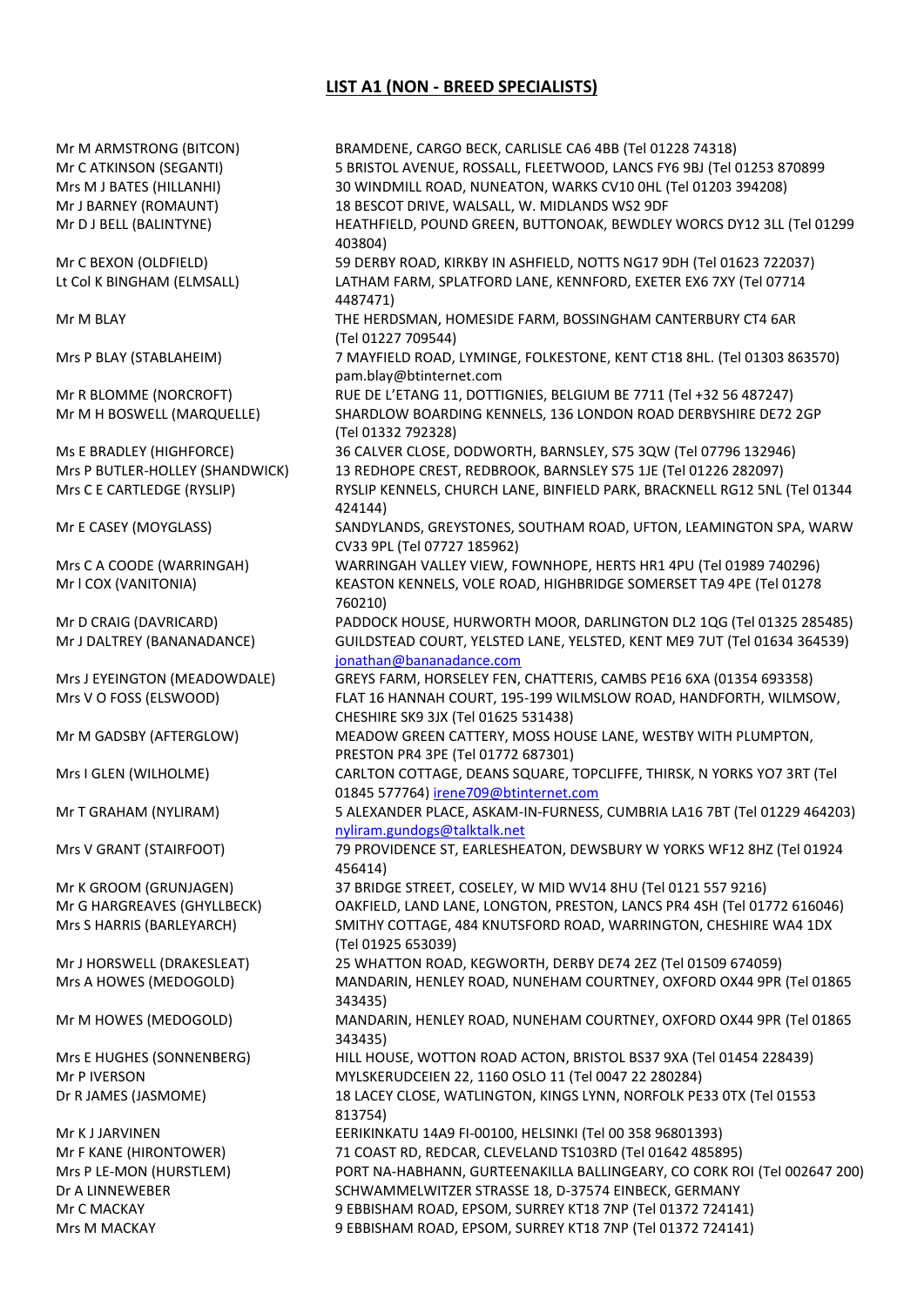## LIST A1 (NON - BREED SPECIALISTS)

| | |
|---|---|
| Mr M ARMSTRONG (BITCON) | BRAMDENE, CARGO BECK, CARLISLE CA6 4BB (Tel 01228 74318) |
| Mr C ATKINSON (SEGANTI) | 5 BRISTOL AVENUE, ROSSALL, FLEETWOOD, LANCS FY6 9BJ (Tel 01253 870899 |
| Mrs M J BATES (HILLANHI) | 30 WINDMILL ROAD, NUNEATON, WARKS CV10 0HL (Tel 01203 394208) |
| Mr J BARNEY (ROMAUNT) | 18 BESCOT DRIVE, WALSALL, W. MIDLANDS WS2 9DF |
| Mr D J BELL (BALINTYNE) | HEATHFIELD, POUND GREEN, BUTTONOAK, BEWDLEY WORCS DY12 3LL (Tel 01299 403804) |
| Mr C BEXON (OLDFIELD) | 59 DERBY ROAD, KIRKBY IN ASHFIELD, NOTTS NG17 9DH (Tel 01623 722037) |
| Lt Col K BINGHAM (ELMSALL) | LATHAM FARM, SPLATFORD LANE, KENNFORD, EXETER EX6 7XY (Tel 07714 4487471) |
| Mr M BLAY | THE HERDSMAN, HOMESIDE FARM, BOSSINGHAM CANTERBURY CT4 6AR (Tel 01227 709544) |
| Mrs P BLAY (STABLAHEIM) | 7 MAYFIELD ROAD, LYMINGE, FOLKESTONE, KENT CT18 8HL. (Tel 01303 863570) pam.blay@btinternet.com |
| Mr R BLOMME (NORCROFT) | RUE DE L'ETANG 11, DOTTIGNIES, BELGIUM BE 7711 (Tel +32 56 487247) |
| Mr M H BOSWELL (MARQUELLE) | SHARDLOW BOARDING KENNELS, 136 LONDON ROAD DERBYSHIRE DE72 2GP (Tel 01332 792328) |
| Ms E BRADLEY (HIGHFORCE) | 36 CALVER CLOSE, DODWORTH, BARNSLEY, S75 3QW (Tel 07796 132946) |
| Mrs P BUTLER-HOLLEY (SHANDWICK) | 13 REDHOPE CREST, REDBROOK, BARNSLEY S75 1JE (Tel 01226 282097) |
| Mrs C E CARTLEDGE (RYSLIP) | RYSLIP KENNELS, CHURCH LANE, BINFIELD PARK, BRACKNELL RG12 5NL (Tel 01344 424144) |
| Mr E CASEY (MOYGLASS) | SANDYLANDS, GREYSTONES, SOUTHAM ROAD, UFTON, LEAMINGTON SPA, WARW CV33 9PL (Tel 07727 185962) |
| Mrs C A COODE (WARRINGAH) | WARRINGAH VALLEY VIEW, FOWNHOPE, HERTS HR1 4PU (Tel 01989 740296) |
| Mr l COX (VANITONIA) | KEASTON KENNELS, VOLE ROAD, HIGHBRIDGE SOMERSET TA9 4PE (Tel 01278 760210) |
| Mr D CRAIG (DAVRICARD) | PADDOCK HOUSE, HURWORTH MOOR, DARLINGTON DL2 1QG (Tel 01325 285485) |
| Mr J DALTREY (BANANADANCE) | GUILDSTEAD COURT, YELSTED LANE, YELSTED, KENT ME9 7UT (Tel 01634 364539) jonathan@bananadance.com |
| Mrs J EYEINGTON (MEADOWDALE) | GREYS FARM, HORSELEY FEN, CHATTERIS, CAMBS PE16 6XA (01354 693358) |
| Mrs V O FOSS (ELSWOOD) | FLAT 16 HANNAH COURT, 195-199 WILMSLOW ROAD, HANDFORTH, WILMSOW, CHESHIRE SK9 3JX (Tel 01625 531438) |
| Mr M GADSBY (AFTERGLOW) | MEADOW GREEN CATTERY, MOSS HOUSE LANE, WESTBY WITH PLUMPTON, PRESTON PR4 3PE (Tel 01772 687301) |
| Mrs I GLEN (WILHOLME) | CARLTON COTTAGE, DEANS SQUARE, TOPCLIFFE, THIRSK, N YORKS YO7 3RT (Tel 01845 577764) irene709@btinternet.com |
| Mr T GRAHAM (NYLIRAM) | 5 ALEXANDER PLACE, ASKAM-IN-FURNESS, CUMBRIA LA16 7BT (Tel 01229 464203) nyliram.gundogs@talktalk.net |
| Mrs V GRANT (STAIRFOOT) | 79 PROVIDENCE ST, EARLESHEATON, DEWSBURY W YORKS WF12 8HZ (Tel 01924 456414) |
| Mr K GROOM (GRUNJAGEN) | 37 BRIDGE STREET, COSELEY, W MID WV14 8HU (Tel 0121 557 9216) |
| Mr G HARGREAVES (GHYLLBECK) | OAKFIELD, LAND LANE, LONGTON, PRESTON, LANCS PR4 4SH (Tel 01772 616046) |
| Mrs S HARRIS (BARLEYARCH) | SMITHY COTTAGE, 484 KNUTSFORD ROAD, WARRINGTON, CHESHIRE WA4 1DX (Tel 01925 653039) |
| Mr J HORSWELL (DRAKESLEAT) | 25 WHATTON ROAD, KEGWORTH, DERBY DE74 2EZ (Tel 01509 674059) |
| Mrs A HOWES (MEDOGOLD) | MANDARIN, HENLEY ROAD, NUNEHAM COURTNEY, OXFORD OX44 9PR (Tel 01865 343435) |
| Mr M HOWES (MEDOGOLD) | MANDARIN, HENLEY ROAD, NUNEHAM COURTNEY, OXFORD OX44 9PR (Tel 01865 343435) |
| Mrs E HUGHES (SONNENBERG) | HILL HOUSE, WOTTON ROAD ACTON, BRISTOL BS37 9XA (Tel 01454 228439) |
| Mr P IVERSON | MYLSKERUDCEIEN 22, 1160 OSLO 11 (Tel 0047 22 280284) |
| Dr R JAMES (JASMOME) | 18 LACEY CLOSE, WATLINGTON, KINGS LYNN, NORFOLK PE33 0TX (Tel 01553 813754) |
| Mr K J JARVINEN | EERIKINKATU 14A9 FI-00100, HELSINKI (Tel 00 358 96801393) |
| Mr F KANE (HIRONTOWER) | 71 COAST RD, REDCAR, CLEVELAND TS103RD (Tel 01642 485895) |
| Mrs P LE-MON (HURSTLEM) | PORT NA-HABHANN, GURTEENAKILLA BALLINGEARY, CO CORK ROI (Tel 002647 200) |
| Dr A LINNEWEBER | SCHWAMMELWITZER STRASSE 18, D-37574 EINBECK, GERMANY |
| Mr C MACKAY | 9 EBBISHAM ROAD, EPSOM, SURREY KT18 7NP (Tel 01372 724141) |
| Mrs M MACKAY | 9 EBBISHAM ROAD, EPSOM, SURREY KT18 7NP (Tel 01372 724141) |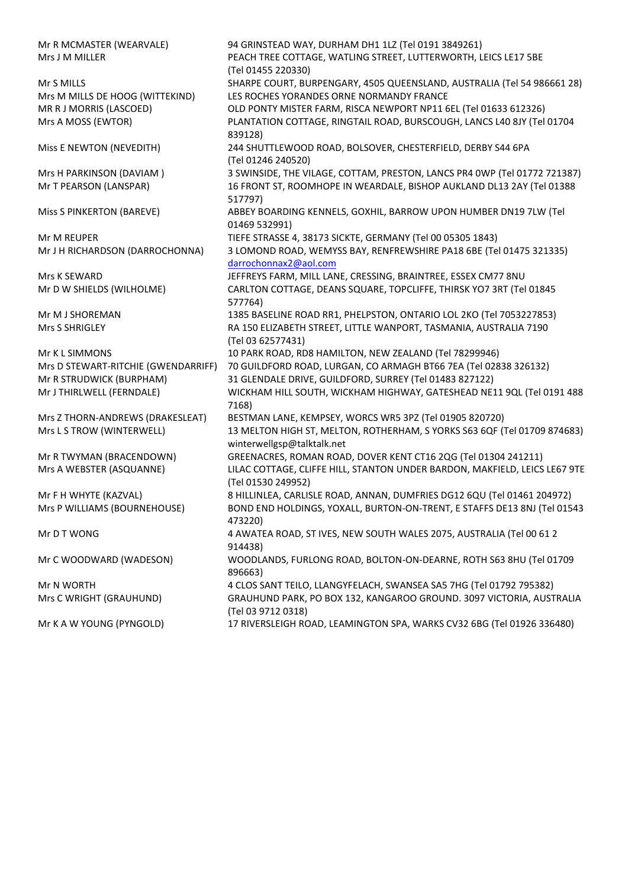| | |
|---|---|
| Mr R MCMASTER (WEARVALE) | 94 GRINSTEAD WAY, DURHAM DH1 1LZ (Tel 0191 3849261) |
| Mrs J M MILLER | PEACH TREE COTTAGE, WATLING STREET, LUTTERWORTH, LEICS LE17 5BE (Tel 01455 220330) |
| Mr S MILLS | SHARPE COURT, BURPENGARY, 4505 QUEENSLAND, AUSTRALIA (Tel 54 986661 28) |
| Mrs M MILLS DE HOOG (WITTEKIND) | LES ROCHES YORANDES ORNE NORMANDY FRANCE |
| MR R J MORRIS (LASCOED) | OLD PONTY MISTER FARM, RISCA NEWPORT NP11 6EL (Tel 01633 612326) |
| Mrs A MOSS (EWTOR) | PLANTATION COTTAGE, RINGTAIL ROAD, BURSCOUGH, LANCS L40 8JY (Tel 01704 839128) |
| Miss E NEWTON (NEVEDITH) | 244 SHUTTLEWOOD ROAD, BOLSOVER, CHESTERFIELD, DERBY S44 6PA (Tel 01246 240520) |
| Mrs H PARKINSON (DAVIAM ) | 3 SWINSIDE, THE VILAGE, COTTAM, PRESTON, LANCS PR4 0WP (Tel 01772 721387) |
| Mr T PEARSON (LANSPAR) | 16 FRONT ST, ROOMHOPE IN WEARDALE, BISHOP AUKLAND DL13 2AY (Tel 01388 517797) |
| Miss S PINKERTON (BAREVE) | ABBEY BOARDING KENNELS, GOXHIL, BARROW UPON HUMBER DN19 7LW (Tel 01469 532991) |
| Mr M REUPER | TIEFE STRASSE 4, 38173 SICKTE, GERMANY (Tel 00 05305 1843) |
| Mr J H RICHARDSON (DARROCHONNA) | 3 LOMOND ROAD, WEMYSS BAY, RENFREWSHIRE PA18 6BE (Tel 01475 321335) darrochonnax2@aol.com |
| Mrs K SEWARD | JEFFREYS FARM, MILL LANE, CRESSING, BRAINTREE, ESSEX CM77 8NU |
| Mr D W SHIELDS (WILHOLME) | CARLTON COTTAGE, DEANS SQUARE, TOPCLIFFE, THIRSK YO7 3RT (Tel 01845 577764) |
| Mr M J SHOREMAN | 1385 BASELINE ROAD RR1, PHELPSTON, ONTARIO LOL 2KO (Tel 7053227853) |
| Mrs S SHRIGLEY | RA 150 ELIZABETH STREET, LITTLE WANPORT, TASMANIA, AUSTRALIA 7190 (Tel 03 62577431) |
| Mr K L SIMMONS | 10 PARK ROAD, RD8 HAMILTON, NEW ZEALAND (Tel 78299946) |
| Mrs D STEWART-RITCHIE (GWENDARRIFF) | 70 GUILDFORD ROAD, LURGAN, CO ARMAGH BT66 7EA (Tel 02838 326132) |
| Mr R STRUDWICK (BURPHAM) | 31 GLENDALE DRIVE, GUILDFORD, SURREY (Tel 01483 827122) |
| Mr J THIRLWELL (FERNDALE) | WICKHAM HILL SOUTH, WICKHAM HIGHWAY, GATESHEAD NE11 9QL (Tel 0191 488 7168) |
| Mrs Z THORN-ANDREWS (DRAKESLEAT) | BESTMAN LANE, KEMPSEY, WORCS WR5 3PZ (Tel 01905 820720) |
| Mrs L S TROW (WINTERWELL) | 13 MELTON HIGH ST, MELTON, ROTHERHAM, S YORKS S63 6QF (Tel 01709 874683) winterwellgsp@talktalk.net |
| Mr R TWYMAN (BRACENDOWN) | GREENACRES, ROMAN ROAD, DOVER KENT CT16 2QG (Tel 01304 241211) |
| Mrs A WEBSTER (ASQUANNE) | LILAC COTTAGE, CLIFFE HILL, STANTON UNDER BARDON, MAKFIELD, LEICS LE67 9TE (Tel 01530 249952) |
| Mr F H WHYTE (KAZVAL) | 8 HILLINLEA, CARLISLE ROAD, ANNAN, DUMFRIES DG12 6QU (Tel 01461 204972) |
| Mrs P WILLIAMS (BOURNEHOUSE) | BOND END HOLDINGS, YOXALL, BURTON-ON-TRENT, E STAFFS DE13 8NJ (Tel 01543 473220) |
| Mr D T WONG | 4 AWATEA ROAD, ST IVES, NEW SOUTH WALES 2075, AUSTRALIA (Tel 00 61 2 914438) |
| Mr C WOODWARD (WADESON) | WOODLANDS, FURLONG ROAD, BOLTON-ON-DEARNE, ROTH S63 8HU (Tel 01709 896663) |
| Mr N WORTH | 4 CLOS SANT TEILO, LLANGYFELACH, SWANSEA SA5 7HG (Tel 01792 795382) |
| Mrs C WRIGHT (GRAUHUND) | GRAUHUND PARK, PO BOX 132, KANGAROO GROUND. 3097 VICTORIA, AUSTRALIA (Tel 03 9712 0318) |
| Mr K A W YOUNG (PYNGOLD) | 17 RIVERSLEIGH ROAD, LEAMINGTON SPA, WARKS CV32 6BG (Tel 01926 336480) |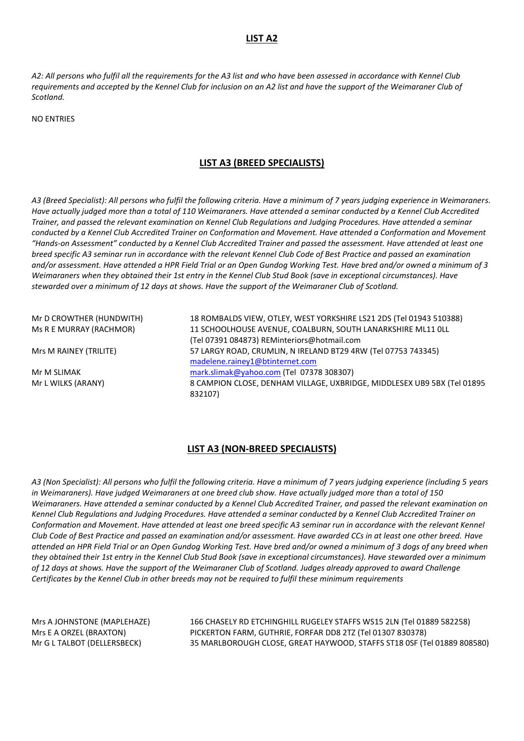## LIST A2

*A2: All persons who fulfil all the requirements for the A3 list and who have been assessed in accordance with Kennel Club requirements and accepted by the Kennel Club for inclusion on an A2 list and have the support of the Weimaraner Club of Scotland.*

NO ENTRIES

## LIST A3 (BREED SPECIALISTS)

*A3 (Breed Specialist): All persons who fulfil the following criteria. Have a minimum of 7 years judging experience in Weimaraners. Have actually judged more than a total of 110 Weimaraners. Have attended a seminar conducted by a Kennel Club Accredited Trainer, and passed the relevant examination on Kennel Club Regulations and Judging Procedures. Have attended a seminar conducted by a Kennel Club Accredited Trainer on Conformation and Movement. Have attended a Conformation and Movement "Hands-on Assessment" conducted by a Kennel Club Accredited Trainer and passed the assessment. Have attended at least one breed specific A3 seminar run in accordance with the relevant Kennel Club Code of Best Practice and passed an examination and/or assessment. Have attended a HPR Field Trial or an Open Gundog Working Test. Have bred and/or owned a minimum of 3 Weimaraners when they obtained their 1st entry in the Kennel Club Stud Book (save in exceptional circumstances). Have stewarded over a minimum of 12 days at shows. Have the support of the Weimaraner Club of Scotland.*

| | |
|---|---|
| Mr D CROWTHER (HUNDWITH) | 18 ROMBALDS VIEW, OTLEY, WEST YORKSHIRE LS21 2DS (Tel 01943 510388) |
| Ms R E MURRAY (RACHMOR) | 11 SCHOOLHOUSE AVENUE, COALBURN, SOUTH LANARKSHIRE ML11 0LL (Tel 07391 084873) REMinteriors@hotmail.com |
| Mrs M RAINEY (TRILITE) | 57 LARGY ROAD, CRUMLIN, N IRELAND BT29 4RW (Tel 07753 743345) madelene.rainey1@btinternet.com |
| Mr M SLIMAK | mark.slimak@yahoo.com (Tel 07378 308307) |
| Mr L WILKS (ARANY) | 8 CAMPION CLOSE, DENHAM VILLAGE, UXBRIDGE, MIDDLESEX UB9 5BX (Tel 01895 832107) |

## LIST A3 (NON-BREED SPECIALISTS)

*A3 (Non Specialist): All persons who fulfil the following criteria. Have a minimum of 7 years judging experience (including 5 years in Weimaraners). Have judged Weimaraners at one breed club show. Have actually judged more than a total of 150 Weimaraners. Have attended a seminar conducted by a Kennel Club Accredited Trainer, and passed the relevant examination on Kennel Club Regulations and Judging Procedures. Have attended a seminar conducted by a Kennel Club Accredited Trainer on Conformation and Movement. Have attended at least one breed specific A3 seminar run in accordance with the relevant Kennel Club Code of Best Practice and passed an examination and/or assessment. Have awarded CCs in at least one other breed. Have attended an HPR Field Trial or an Open Gundog Working Test. Have bred and/or owned a minimum of 3 dogs of any breed when they obtained their 1st entry in the Kennel Club Stud Book (save in exceptional circumstances). Have stewarded over a minimum of 12 days at shows. Have the support of the Weimaraner Club of Scotland. Judges already approved to award Challenge Certificates by the Kennel Club in other breeds may not be required to fulfil these minimum requirements*

| | |
|---|---|
| Mrs A JOHNSTONE (MAPLEHAZE) | 166 CHASELY RD ETCHINGHILL RUGELEY STAFFS WS15 2LN (Tel 01889 582258) |
| Mrs E A ORZEL (BRAXTON) | PICKERTON FARM, GUTHRIE, FORFAR DD8 2TZ (Tel 01307 830378) |
| Mr G L TALBOT (DELLERSBECK) | 35 MARLBOROUGH CLOSE, GREAT HAYWOOD, STAFFS ST18 0SF (Tel 01889 808580) |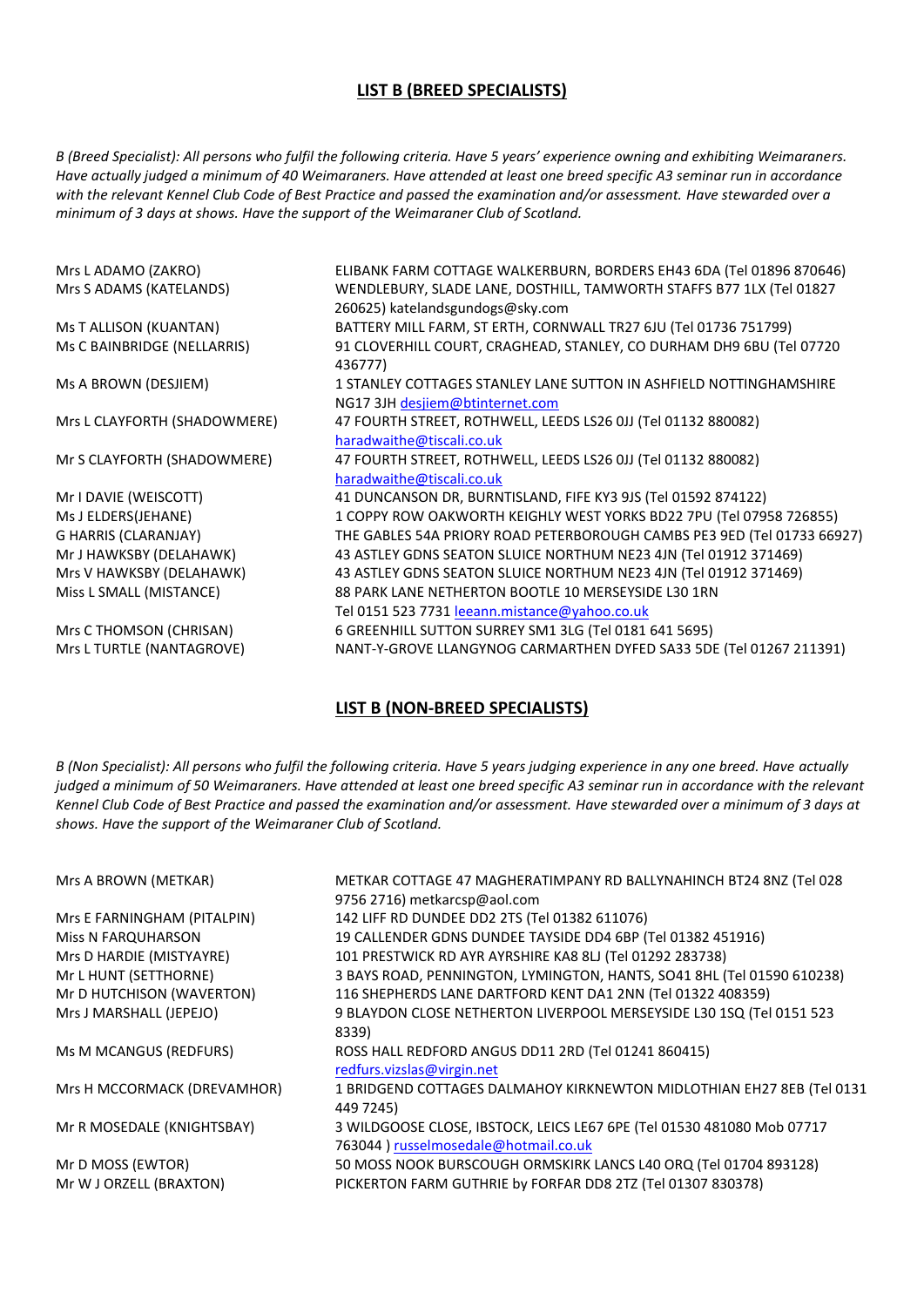## LIST B (BREED SPECIALISTS)

*B (Breed Specialist): All persons who fulfil the following criteria. Have 5 years' experience owning and exhibiting Weimaraners. Have actually judged a minimum of 40 Weimaraners. Have attended at least one breed specific A3 seminar run in accordance with the relevant Kennel Club Code of Best Practice and passed the examination and/or assessment. Have stewarded over a minimum of 3 days at shows. Have the support of the Weimaraner Club of Scotland.*

| | |
|---|---|
| Mrs L ADAMO (ZAKRO) | ELIBANK FARM COTTAGE WALKERBURN, BORDERS EH43 6DA (Tel 01896 870646) |
| Mrs S ADAMS (KATELANDS) | WENDLEBURY, SLADE LANE, DOSTHILL, TAMWORTH STAFFS B77 1LX (Tel 01827 260625) katelandsgundogs@sky.com |
| Ms T ALLISON (KUANTAN) | BATTERY MILL FARM, ST ERTH, CORNWALL TR27 6JU (Tel 01736 751799) |
| Ms C BAINBRIDGE (NELLARRIS) | 91 CLOVERHILL COURT, CRAGHEAD, STANLEY, CO DURHAM DH9 6BU (Tel 07720 436777) |
| Ms A BROWN (DESJIEM) | 1 STANLEY COTTAGES STANLEY LANE SUTTON IN ASHFIELD NOTTINGHAMSHIRE NG17 3JH desjiem@btinternet.com |
| Mrs L CLAYFORTH (SHADOWMERE) | 47 FOURTH STREET, ROTHWELL, LEEDS LS26 0JJ (Tel 01132 880082) haradwaithe@tiscali.co.uk |
| Mr S CLAYFORTH (SHADOWMERE) | 47 FOURTH STREET, ROTHWELL, LEEDS LS26 0JJ (Tel 01132 880082) haradwaithe@tiscali.co.uk |
| Mr I DAVIE (WEISCOTT) | 41 DUNCANSON DR, BURNTISLAND, FIFE KY3 9JS (Tel 01592 874122) |
| Ms J ELDERS(JEHANE) | 1 COPPY ROW OAKWORTH KEIGHLY WEST YORKS BD22 7PU (Tel 07958 726855) |
| G HARRIS (CLARANJAY) | THE GABLES 54A PRIORY ROAD PETERBOROUGH CAMBS PE3 9ED (Tel 01733 66927) |
| Mr J HAWKSBY (DELAHAWK) | 43 ASTLEY GDNS SEATON SLUICE NORTHUM NE23 4JN (Tel 01912 371469) |
| Mrs V HAWKSBY (DELAHAWK) | 43 ASTLEY GDNS SEATON SLUICE NORTHUM NE23 4JN (Tel 01912 371469) |
| Miss L SMALL (MISTANCE) | 88 PARK LANE NETHERTON BOOTLE 10 MERSEYSIDE L30 1RN Tel 0151 523 7731 leeann.mistance@yahoo.co.uk |
| Mrs C THOMSON (CHRISAN) | 6 GREENHILL SUTTON SURREY SM1 3LG (Tel 0181 641 5695) |
| Mrs L TURTLE (NANTAGROVE) | NANT-Y-GROVE LLANGYNOG CARMARTHEN DYFED SA33 5DE (Tel 01267 211391) |

## LIST B (NON-BREED SPECIALISTS)

*B (Non Specialist): All persons who fulfil the following criteria. Have 5 years judging experience in any one breed. Have actually judged a minimum of 50 Weimaraners. Have attended at least one breed specific A3 seminar run in accordance with the relevant Kennel Club Code of Best Practice and passed the examination and/or assessment. Have stewarded over a minimum of 3 days at shows. Have the support of the Weimaraner Club of Scotland.*

| | |
|---|---|
| Mrs A BROWN (METKAR) | METKAR COTTAGE 47 MAGHERATIMPANY RD BALLYNAHINCH BT24 8NZ (Tel 028 9756 2716) metkarcsp@aol.com |
| Mrs E FARNINGHAM (PITALPIN) | 142 LIFF RD DUNDEE DD2 2TS (Tel 01382 611076) |
| Miss N FARQUHARSON | 19 CALLENDER GDNS DUNDEE TAYSIDE DD4 6BP (Tel 01382 451916) |
| Mrs D HARDIE (MISTYAYRE) | 101 PRESTWICK RD AYR AYRSHIRE KA8 8LJ (Tel 01292 283738) |
| Mr L HUNT (SETTHORNE) | 3 BAYS ROAD, PENNINGTON, LYMINGTON, HANTS, SO41 8HL (Tel 01590 610238) |
| Mr D HUTCHISON (WAVERTON) | 116 SHEPHERDS LANE DARTFORD KENT DA1 2NN (Tel 01322 408359) |
| Mrs J MARSHALL (JEPEJO) | 9 BLAYDON CLOSE NETHERTON LIVERPOOL MERSEYSIDE L30 1SQ (Tel 0151 523 8339) |
| Ms M MCANGUS (REDFURS) | ROSS HALL REDFORD ANGUS DD11 2RD (Tel 01241 860415) redfurs.vizslas@virgin.net |
| Mrs H MCCORMACK (DREVAMHOR) | 1 BRIDGEND COTTAGES DALMAHOY KIRKNEWTON MIDLOTHIAN EH27 8EB (Tel 0131 449 7245) |
| Mr R MOSEDALE (KNIGHTSBAY) | 3 WILDGOOSE CLOSE, IBSTOCK, LEICS LE67 6PE (Tel 01530 481080 Mob 07717 763044 ) russelmosedale@hotmail.co.uk |
| Mr D MOSS (EWTOR) | 50 MOSS NOOK BURSCOUGH ORMSKIRK LANCS L40 0RQ (Tel 01704 893128) |
| Mr W J ORZELL (BRAXTON) | PICKERTON FARM GUTHRIE by FORFAR DD8 2TZ (Tel 01307 830378) |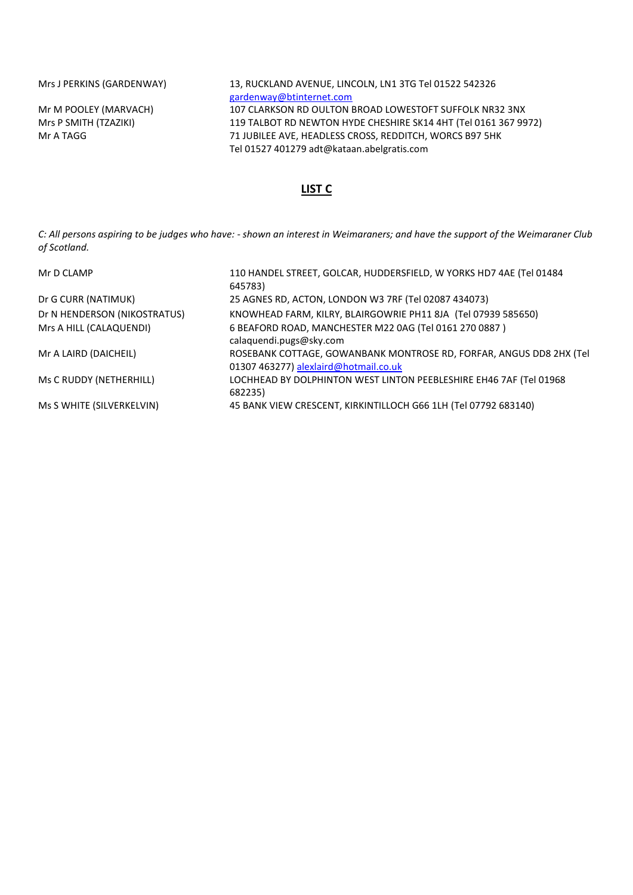| | |
|---|---|
| Mrs J PERKINS (GARDENWAY) | 13, RUCKLAND AVENUE, LINCOLN, LN1 3TG Tel 01522 542326 gardenway@btinternet.com |
| Mr M POOLEY (MARVACH) | 107 CLARKSON RD OULTON BROAD LOWESTOFT SUFFOLK NR32 3NX |
| Mrs P SMITH (TZAZIKI) | 119 TALBOT RD NEWTON HYDE CHESHIRE SK14 4HT (Tel 0161 367 9972) |
| Mr A TAGG | 71 JUBILEE AVE, HEADLESS CROSS, REDDITCH, WORCS B97 5HK Tel 01527 401279 adt@kataan.abelgratis.com |

## LIST C

*C: All persons aspiring to be judges who have: - shown an interest in Weimaraners; and have the support of the Weimaraner Club of Scotland.*

| | |
|---|---|
| Mr D CLAMP | 110 HANDEL STREET, GOLCAR, HUDDERSFIELD, W YORKS HD7 4AE (Tel 01484 645783) |
| Dr G CURR (NATIMUK) | 25 AGNES RD, ACTON, LONDON W3 7RF (Tel 02087 434073) |
| Dr N HENDERSON (NIKOSTRATUS) | KNOWHEAD FARM, KILRY, BLAIRGOWRIE PH11 8JA (Tel 07939 585650) |
| Mrs A HILL (CALAQUENDI) | 6 BEAFORD ROAD, MANCHESTER M22 0AG (Tel 0161 270 0887 ) calaquendi.pugs@sky.com |
| Mr A LAIRD (DAICHEIL) | ROSEBANK COTTAGE, GOWANBANK MONTROSE RD, FORFAR, ANGUS DD8 2HX (Tel 01307 463277) alexlaird@hotmail.co.uk |
| Ms C RUDDY (NETHERHILL) | LOCHHEAD BY DOLPHINTON WEST LINTON PEEBLESHIRE EH46 7AF (Tel 01968 682235) |
| Ms S WHITE (SILVERKELVIN) | 45 BANK VIEW CRESCENT, KIRKINTILLOCH G66 1LH (Tel 07792 683140) |